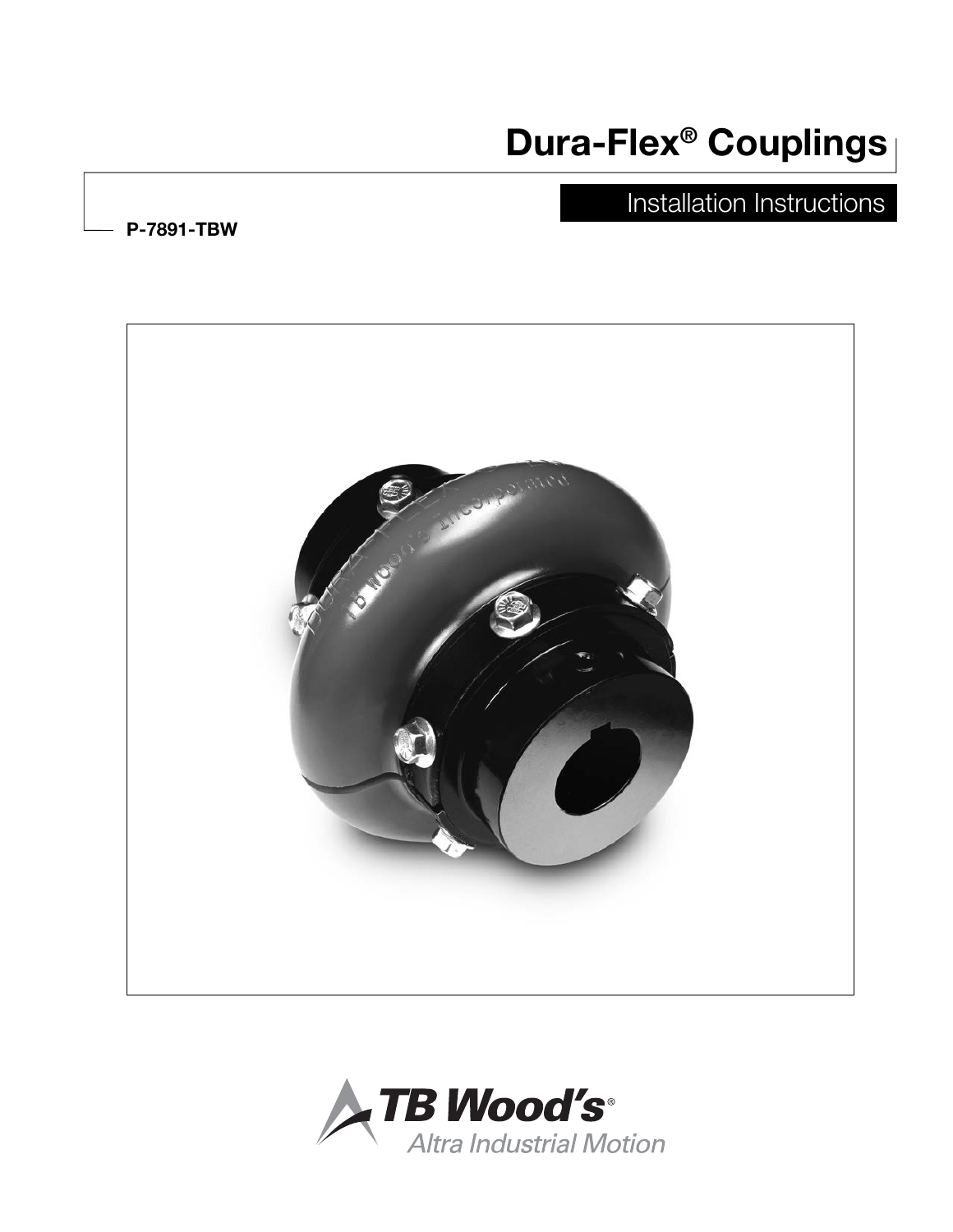# Dura-Flex® Couplings

## Installation Instructions

**P-7891-TBW**

TB Wood's®

*Altra Industrial Motion*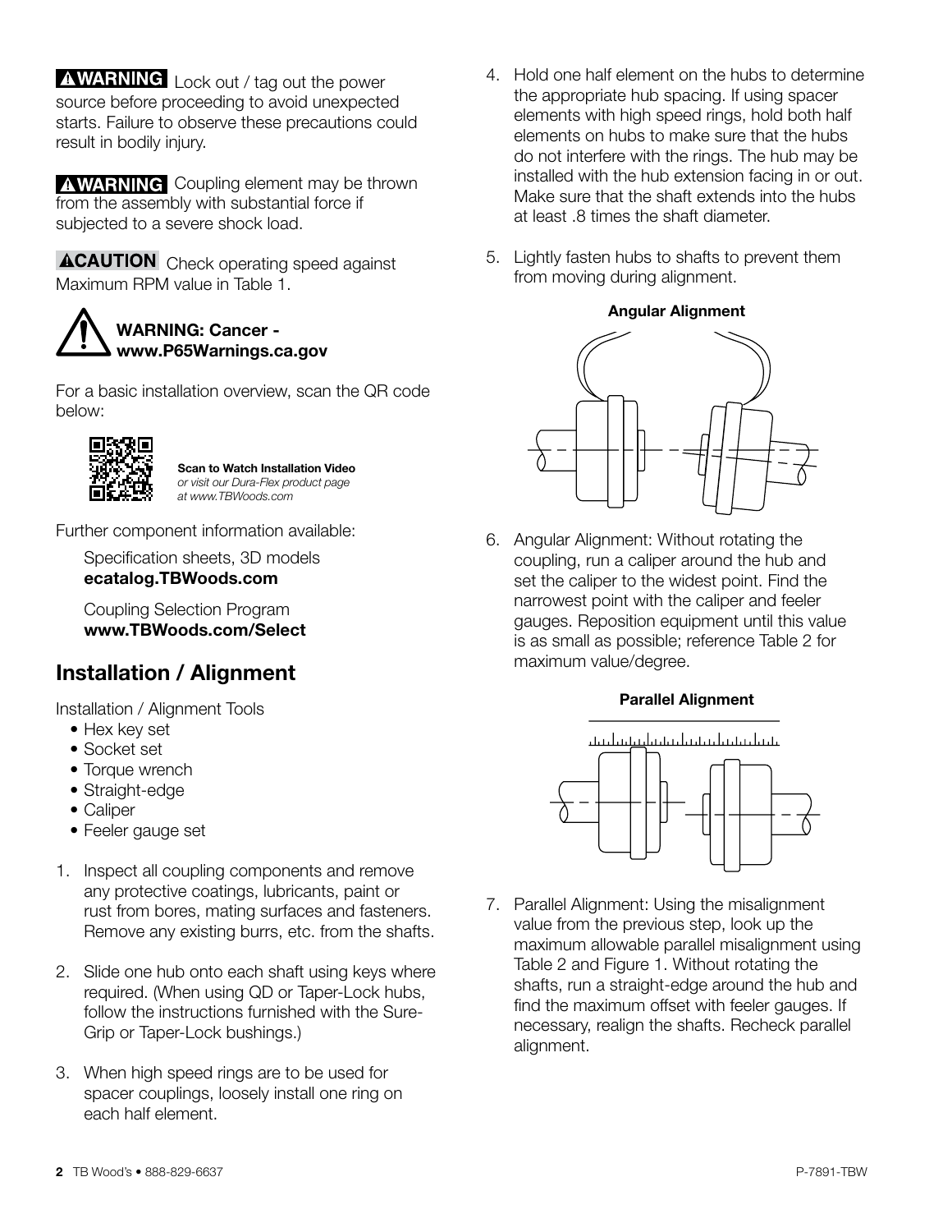**⚠WARNING** Lock out / tag out the power source before proceeding to avoid unexpected starts. Failure to observe these precautions could result in bodily injury.

**⚠WARNING** Coupling element may be thrown from the assembly with substantial force if subjected to a severe shock load.

**⚠CAUTION** Check operating speed against Maximum RPM value in Table 1.

**WARNING: Cancer - www.P65Warnings.ca.gov**

For a basic installation overview, scan the QR code below:

**Scan to Watch Installation Video**
*or visit our Dura-Flex product page at www.TBWoods.com*

Further component information available:

Specification sheets, 3D models
**ecatalog.TBWoods.com**

Coupling Selection Program
**www.TBWoods.com/Select**

## Installation / Alignment

Installation / Alignment Tools

- Hex key set
- Socket set
- Torque wrench
- Straight-edge
- Caliper
- Feeler gauge set

1. Inspect all coupling components and remove any protective coatings, lubricants, paint or rust from bores, mating surfaces and fasteners. Remove any existing burrs, etc. from the shafts.

2. Slide one hub onto each shaft using keys where required. (When using QD or Taper-Lock hubs, follow the instructions furnished with the Sure-Grip or Taper-Lock bushings.)

3. When high speed rings are to be used for spacer couplings, loosely install one ring on each half element.

4. Hold one half element on the hubs to determine the appropriate hub spacing. If using spacer elements with high speed rings, hold both half elements on hubs to make sure that the hubs do not interfere with the rings. The hub may be installed with the hub extension facing in or out. Make sure that the shaft extends into the hubs at least .8 times the shaft diameter.

5. Lightly fasten hubs to shafts to prevent them from moving during alignment.

**Angular Alignment**

6. Angular Alignment: Without rotating the coupling, run a caliper around the hub and set the caliper to the widest point. Find the narrowest point with the caliper and feeler gauges. Reposition equipment until this value is as small as possible; reference Table 2 for maximum value/degree.

**Parallel Alignment**

7. Parallel Alignment: Using the misalignment value from the previous step, look up the maximum allowable parallel misalignment using Table 2 and Figure 1. Without rotating the shafts, run a straight-edge around the hub and find the maximum offset with feeler gauges. If necessary, realign the shafts. Recheck parallel alignment.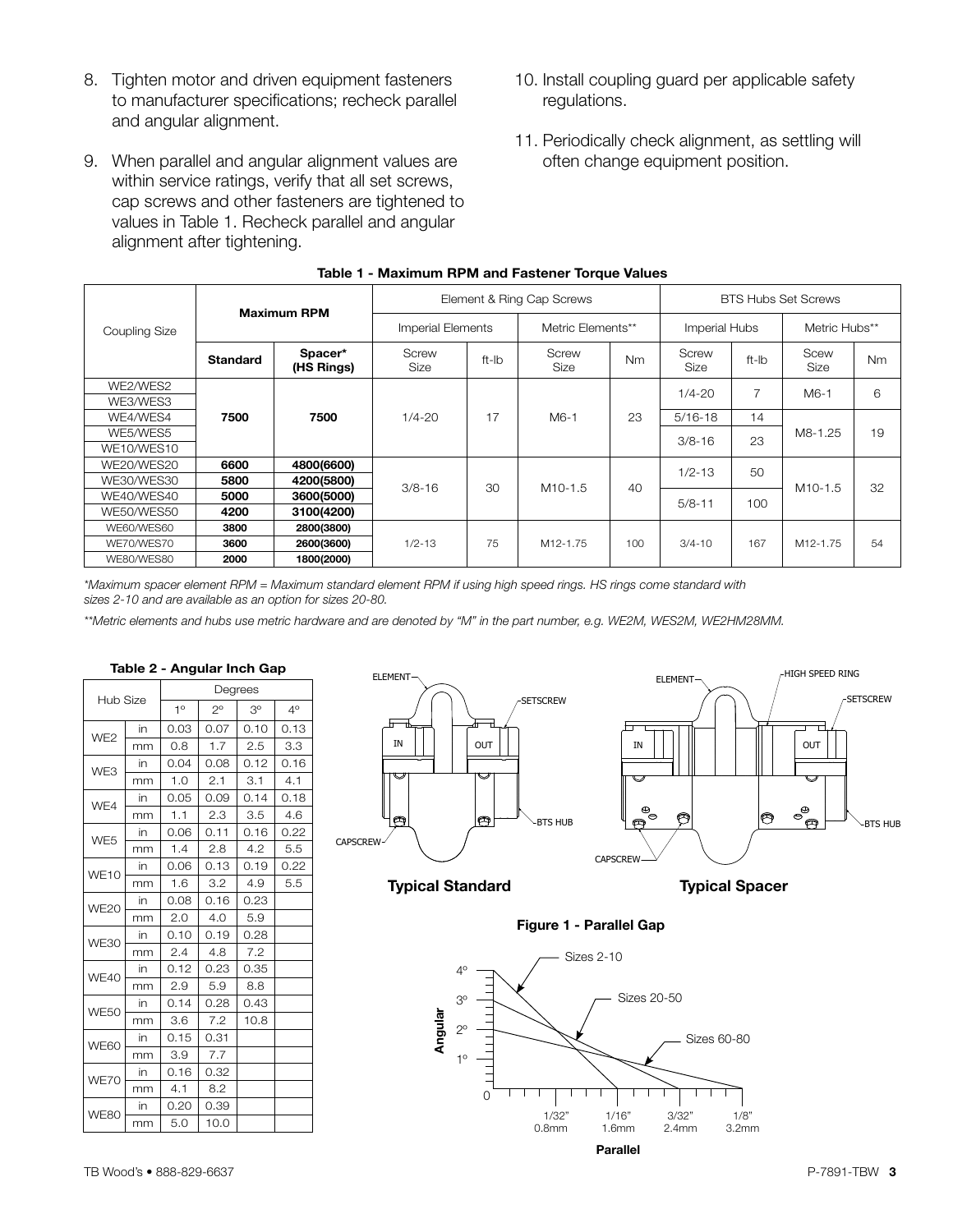8. Tighten motor and driven equipment fasteners to manufacturer specifications; recheck parallel and angular alignment.

9. When parallel and angular alignment values are within service ratings, verify that all set screws, cap screws and other fasteners are tightened to values in Table 1. Recheck parallel and angular alignment after tightening.

10. Install coupling guard per applicable safety regulations.

11. Periodically check alignment, as settling will often change equipment position.

**Table 1 - Maximum RPM and Fastener Torque Values**

| Coupling Size | Maximum RPM | | Element & Ring Cap Screws | | | | BTS Hubs Set Screws | | | |
|---|---|---|---|---|---|---|---|---|---|---|
| | | | Imperial Elements | | Metric Elements** | | Imperial Hubs | | Metric Hubs** | |
| | **Standard** | **Spacer* (HS Rings)** | Screw Size | ft-lb | Screw Size | Nm | Screw Size | ft-lb | Scew Size | Nm |
| WE2/WES2 | 7500 | 7500 | 1/4-20 | 17 | M6-1 | 23 | 1/4-20 | 7 | M6-1 | 6 |
| WE3/WES3 | 7500 | 7500 | 1/4-20 | 17 | M6-1 | 23 | 1/4-20 | 7 | M6-1 | 6 |
| WE4/WES4 | 7500 | 7500 | 1/4-20 | 17 | M6-1 | 23 | 5/16-18 | 14 | M8-1.25 | 19 |
| WE5/WES5 | 7500 | 7500 | 1/4-20 | 17 | M6-1 | 23 | 3/8-16 | 23 | M8-1.25 | 19 |
| WE10/WES10 | 7500 | 7500 | 1/4-20 | 17 | M6-1 | 23 | 3/8-16 | 23 | M8-1.25 | 19 |
| WE20/WES20 | **6600** | **4800(6600)** | 3/8-16 | 30 | M10-1.5 | 40 | 1/2-13 | 50 | M10-1.5 | 32 |
| WE30/WES30 | **5800** | **4200(5800)** | 3/8-16 | 30 | M10-1.5 | 40 | 1/2-13 | 50 | M10-1.5 | 32 |
| WE40/WES40 | **5000** | **3600(5000)** | 3/8-16 | 30 | M10-1.5 | 40 | 5/8-11 | 100 | M10-1.5 | 32 |
| WE50/WES50 | **4200** | **3100(4200)** | 3/8-16 | 30 | M10-1.5 | 40 | 5/8-11 | 100 | M10-1.5 | 32 |
| WE60/WES60 | **3800** | **2800(3800)** | 1/2-13 | 75 | M12-1.75 | 100 | 3/4-10 | 167 | M12-1.75 | 54 |
| WE70/WES70 | **3600** | **2600(3600)** | 1/2-13 | 75 | M12-1.75 | 100 | 3/4-10 | 167 | M12-1.75 | 54 |
| WE80/WES80 | **2000** | **1800(2000)** | 1/2-13 | 75 | M12-1.75 | 100 | 3/4-10 | 167 | M12-1.75 | 54 |

*\*Maximum spacer element RPM = Maximum standard element RPM if using high speed rings. HS rings come standard with sizes 2-10 and are available as an option for sizes 20-80.*

*\*\*Metric elements and hubs use metric hardware and are denoted by "M" in the part number, e.g. WE2M, WES2M, WE2HM28MM.*

**Table 2 - Angular Inch Gap**

| Hub Size | | Degrees 1° | 2° | 3° | 4° |
|---|---|---|---|---|---|
| WE2 | in | 0.03 | 0.07 | 0.10 | 0.13 |
| | mm | 0.8 | 1.7 | 2.5 | 3.3 |
| WE3 | in | 0.04 | 0.08 | 0.12 | 0.16 |
| | mm | 1.0 | 2.1 | 3.1 | 4.1 |
| WE4 | in | 0.05 | 0.09 | 0.14 | 0.18 |
| | mm | 1.1 | 2.3 | 3.5 | 4.6 |
| WE5 | in | 0.06 | 0.11 | 0.16 | 0.22 |
| | mm | 1.4 | 2.8 | 4.2 | 5.5 |
| WE10 | in | 0.06 | 0.13 | 0.19 | 0.22 |
| | mm | 1.6 | 3.2 | 4.9 | 5.5 |
| WE20 | in | 0.08 | 0.16 | 0.23 | |
| | mm | 2.0 | 4.0 | 5.9 | |
| WE30 | in | 0.10 | 0.19 | 0.28 | |
| | mm | 2.4 | 4.8 | 7.2 | |
| WE40 | in | 0.12 | 0.23 | 0.35 | |
| | mm | 2.9 | 5.9 | 8.8 | |
| WE50 | in | 0.14 | 0.28 | 0.43 | |
| | mm | 3.6 | 7.2 | 10.8 | |
| WE60 | in | 0.15 | 0.31 | | |
| | mm | 3.9 | 7.7 | | |
| WE70 | in | 0.16 | 0.32 | | |
| | mm | 4.1 | 8.2 | | |
| WE80 | in | 0.20 | 0.39 | | |
| | mm | 5.0 | 10.0 | | |

ELEMENT, SETSCREW, IN, OUT, BTS HUB, CAPSCREW

**Typical Standard**

ELEMENT, HIGH SPEED RING, SETSCREW, IN, OUT, BTS HUB, CAPSCREW

**Typical Spacer**

**Figure 1 - Parallel Gap**

Angular: 0, 1°, 2°, 3°, 4°

Sizes 2-10, Sizes 20-50, Sizes 60-80

Parallel: 1/32" 0.8mm, 1/16" 1.6mm, 3/32" 2.4mm, 1/8" 3.2mm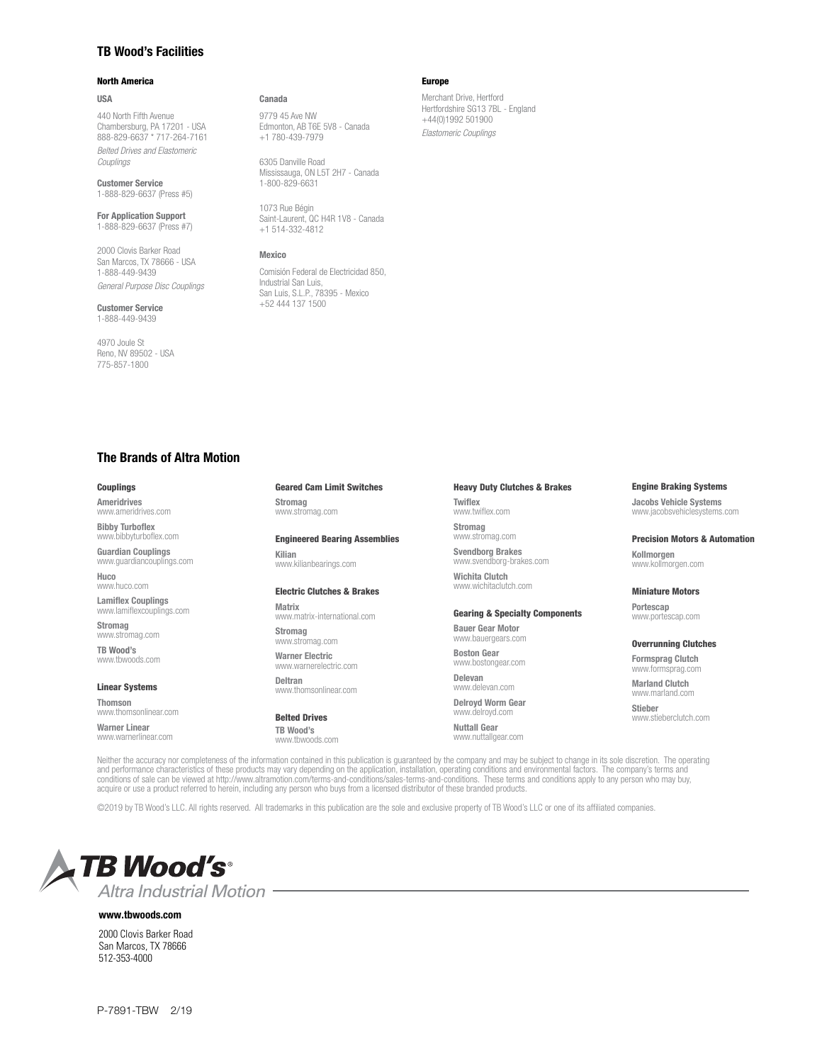## TB Wood's Facilities

### North America

**USA**

440 North Fifth Avenue
Chambersburg, PA 17201 - USA
888-829-6637 * 717-264-7161
*Belted Drives and Elastomeric Couplings*

**Customer Service**
1-888-829-6637 (Press #5)

**For Application Support**
1-888-829-6637 (Press #7)

2000 Clovis Barker Road
San Marcos, TX 78666 - USA
1-888-449-9439
*General Purpose Disc Couplings*

**Customer Service**
1-888-449-9439

4970 Joule St
Reno, NV 89502 - USA
775-857-1800

**Canada**

9779 45 Ave NW
Edmonton, AB T6E 5V8 - Canada
+1 780-439-7979

6305 Danville Road
Mississauga, ON L5T 2H7 - Canada
1-800-829-6631

1073 Rue Bégin
Saint-Laurent, QC H4R 1V8 - Canada
+1 514-332-4812

**Mexico**

Comisión Federal de Electricidad 850,
Industrial San Luis,
San Luis, S.L.P., 78395 - Mexico
+52 444 137 1500

### Europe

Merchant Drive, Hertford
Hertfordshire SG13 7BL - England
+44(0)1992 501900
*Elastomeric Couplings*

## The Brands of Altra Motion

**Couplings**

**Ameridrives**
www.ameridrives.com

**Bibby Turboflex**
www.bibbyturboflex.com

**Guardian Couplings**
www.guardiancouplings.com

**Huco**
www.huco.com

**Lamiflex Couplings**
www.lamiflexcouplings.com

**Stromag**
www.stromag.com

**TB Wood's**
www.tbwoods.com

**Linear Systems**

**Thomson**
www.thomsonlinear.com

**Warner Linear**
www.warnerlinear.com

**Geared Cam Limit Switches**

**Stromag**
www.stromag.com

**Engineered Bearing Assemblies**

**Kilian**
www.kilianbearings.com

**Electric Clutches & Brakes**

**Matrix**
www.matrix-international.com

**Stromag**
www.stromag.com

**Warner Electric**
www.warnerelectric.com

**Deltran**
www.thomsonlinear.com

**Belted Drives**

**TB Wood's**
www.tbwoods.com

**Heavy Duty Clutches & Brakes**

**Twiflex**
www.twiflex.com

**Stromag**
www.stromag.com

**Svendborg Brakes**
www.svendborg-brakes.com

**Wichita Clutch**
www.wichitaclutch.com

**Gearing & Specialty Components**

**Bauer Gear Motor**
www.bauergears.com

**Boston Gear**
www.bostongear.com

**Delevan**
www.delevan.com

**Delroyd Worm Gear**
www.delroyd.com

**Nuttall Gear**
www.nuttallgear.com

**Engine Braking Systems**

**Jacobs Vehicle Systems**
www.jacobsvehiclesystems.com

**Precision Motors & Automation**

**Kollmorgen**
www.kollmorgen.com

**Miniature Motors**

**Portescap**
www.portescap.com

**Overrunning Clutches**

**Formsprag Clutch**
www.formsprag.com

**Marland Clutch**
www.marland.com

**Stieber**
www.stieberclutch.com

Neither the accuracy nor completeness of the information contained in this publication is guaranteed by the company and may be subject to change in its sole discretion. The operating and performance characteristics of these products may vary depending on the application, installation, operating conditions and environmental factors. The company's terms and conditions of sale can be viewed at http://www.altramotion.com/terms-and-conditions/sales-terms-and-conditions. These terms and conditions apply to any person who may buy, acquire or use a product referred to herein, including any person who buys from a licensed distributor of these branded products.

©2019 by TB Wood's LLC. All rights reserved. All trademarks in this publication are the sole and exclusive property of TB Wood's LLC or one of its affiliated companies.

TB Wood's®
Altra Industrial Motion

**www.tbwoods.com**

2000 Clovis Barker Road
San Marcos, TX 78666
512-353-4000

P-7891-TBW 2/19